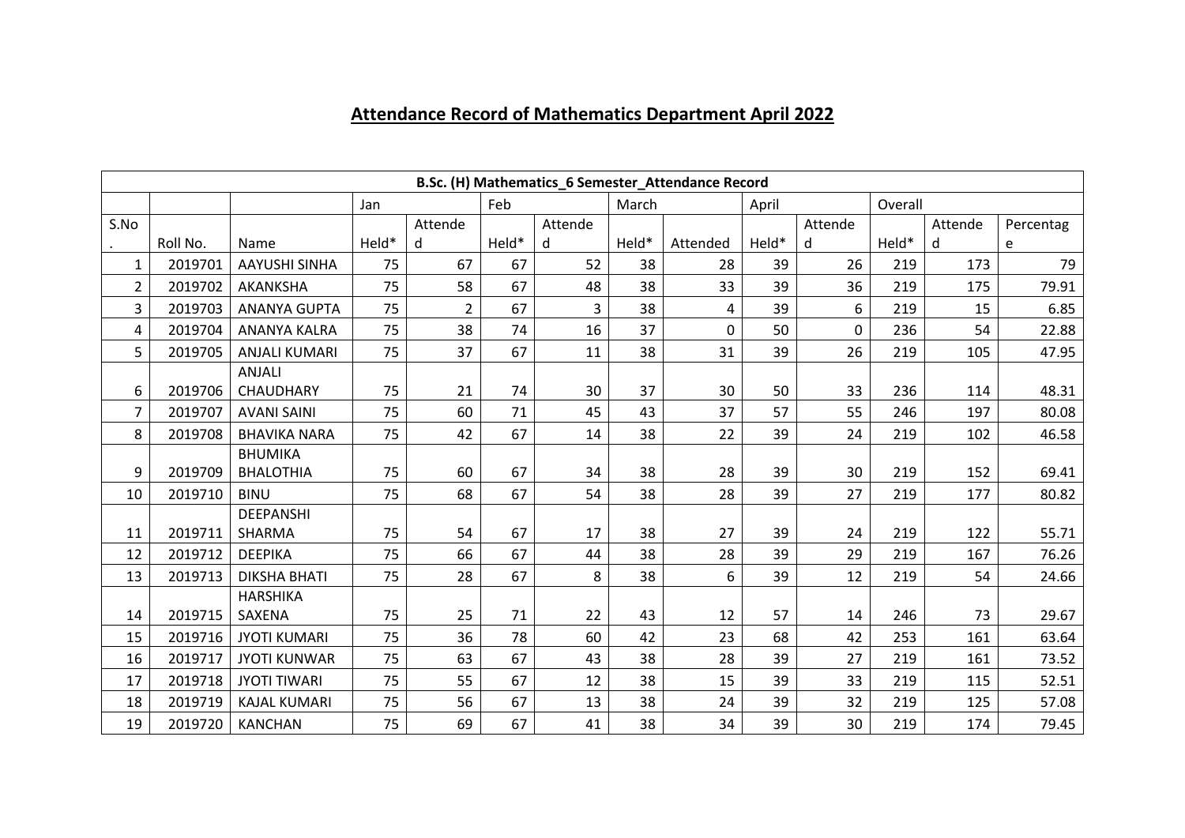# Attendance Record of Mathematics Department April 2022

| B.Sc. (H) Mathematics_6 Semester_Attendance Record | | | | | | | | | | | | | |
|---|---|---|---|---|---|---|---|---|---|---|---|---|---|
| | | | Jan | | Feb | | March | | April | | Overall | | |
| S.No. | Roll No. | Name | Held* | Attended | Held* | Attended | Held* | Attended | Held* | Attended | Held* | Attended | Percentage |
| 1 | 2019701 | AAYUSHI SINHA | 75 | 67 | 67 | 52 | 38 | 28 | 39 | 26 | 219 | 173 | 79 |
| 2 | 2019702 | AKANKSHA | 75 | 58 | 67 | 48 | 38 | 33 | 39 | 36 | 219 | 175 | 79.91 |
| 3 | 2019703 | ANANYA GUPTA | 75 | 2 | 67 | 3 | 38 | 4 | 39 | 6 | 219 | 15 | 6.85 |
| 4 | 2019704 | ANANYA KALRA | 75 | 38 | 74 | 16 | 37 | 0 | 50 | 0 | 236 | 54 | 22.88 |
| 5 | 2019705 | ANJALI KUMARI | 75 | 37 | 67 | 11 | 38 | 31 | 39 | 26 | 219 | 105 | 47.95 |
| 6 | 2019706 | ANJALI CHAUDHARY | 75 | 21 | 74 | 30 | 37 | 30 | 50 | 33 | 236 | 114 | 48.31 |
| 7 | 2019707 | AVANI SAINI | 75 | 60 | 71 | 45 | 43 | 37 | 57 | 55 | 246 | 197 | 80.08 |
| 8 | 2019708 | BHAVIKA NARA | 75 | 42 | 67 | 14 | 38 | 22 | 39 | 24 | 219 | 102 | 46.58 |
| 9 | 2019709 | BHUMIKA BHALOTHIA | 75 | 60 | 67 | 34 | 38 | 28 | 39 | 30 | 219 | 152 | 69.41 |
| 10 | 2019710 | BINU | 75 | 68 | 67 | 54 | 38 | 28 | 39 | 27 | 219 | 177 | 80.82 |
| 11 | 2019711 | DEEPANSHI SHARMA | 75 | 54 | 67 | 17 | 38 | 27 | 39 | 24 | 219 | 122 | 55.71 |
| 12 | 2019712 | DEEPIKA | 75 | 66 | 67 | 44 | 38 | 28 | 39 | 29 | 219 | 167 | 76.26 |
| 13 | 2019713 | DIKSHA BHATI | 75 | 28 | 67 | 8 | 38 | 6 | 39 | 12 | 219 | 54 | 24.66 |
| 14 | 2019715 | HARSHIKA SAXENA | 75 | 25 | 71 | 22 | 43 | 12 | 57 | 14 | 246 | 73 | 29.67 |
| 15 | 2019716 | JYOTI KUMARI | 75 | 36 | 78 | 60 | 42 | 23 | 68 | 42 | 253 | 161 | 63.64 |
| 16 | 2019717 | JYOTI KUNWAR | 75 | 63 | 67 | 43 | 38 | 28 | 39 | 27 | 219 | 161 | 73.52 |
| 17 | 2019718 | JYOTI TIWARI | 75 | 55 | 67 | 12 | 38 | 15 | 39 | 33 | 219 | 115 | 52.51 |
| 18 | 2019719 | KAJAL KUMARI | 75 | 56 | 67 | 13 | 38 | 24 | 39 | 32 | 219 | 125 | 57.08 |
| 19 | 2019720 | KANCHAN | 75 | 69 | 67 | 41 | 38 | 34 | 39 | 30 | 219 | 174 | 79.45 |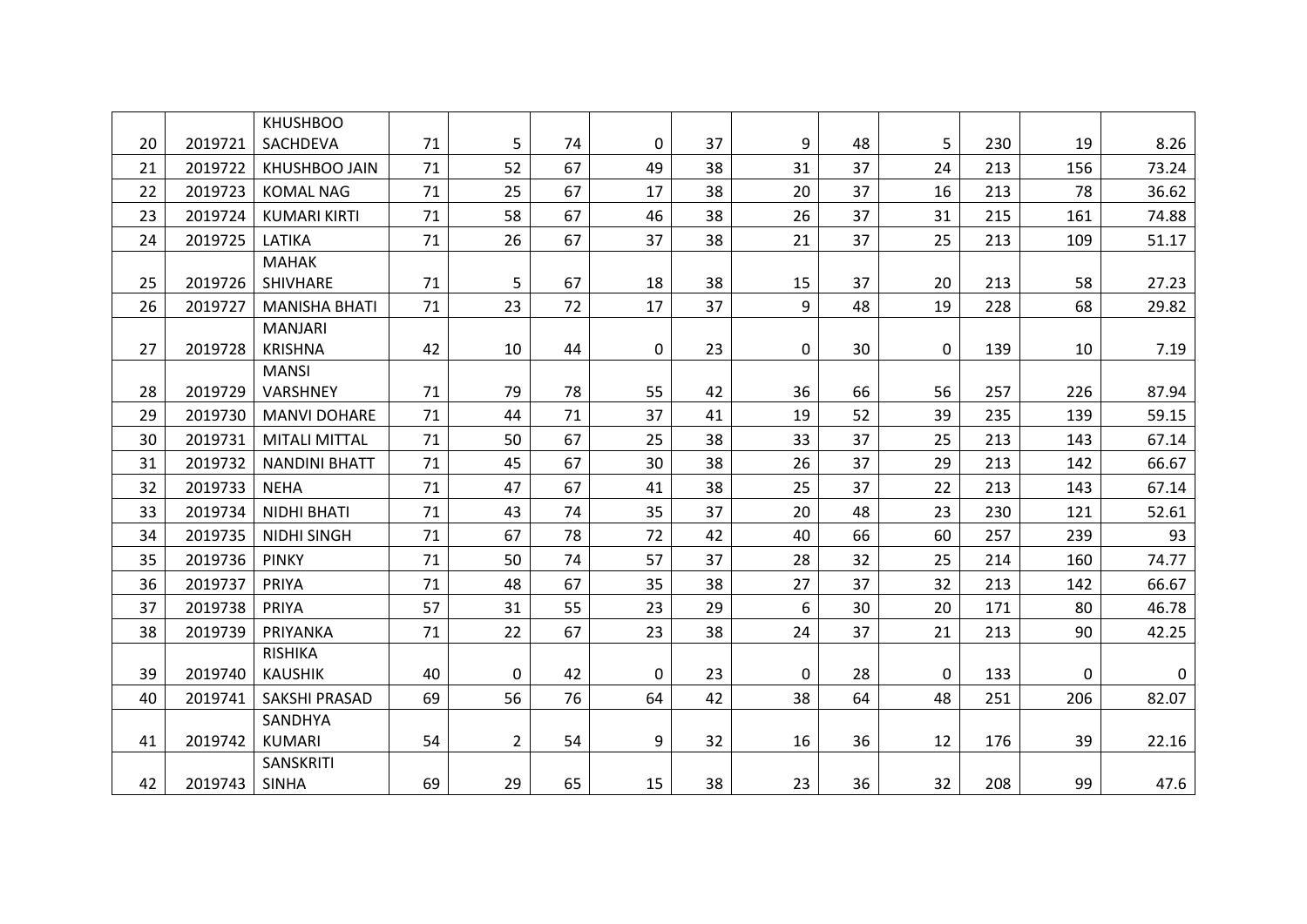| | | | | | | | | | | | | | |
|---|---|---|---|---|---|---|---|---|---|---|---|---|---|
| 20 | 2019721 | KHUSHBOO SACHDEVA | 71 | 5 | 74 | 0 | 37 | 9 | 48 | 5 | 230 | 19 | 8.26 |
| 21 | 2019722 | KHUSHBOO JAIN | 71 | 52 | 67 | 49 | 38 | 31 | 37 | 24 | 213 | 156 | 73.24 |
| 22 | 2019723 | KOMAL NAG | 71 | 25 | 67 | 17 | 38 | 20 | 37 | 16 | 213 | 78 | 36.62 |
| 23 | 2019724 | KUMARI KIRTI | 71 | 58 | 67 | 46 | 38 | 26 | 37 | 31 | 215 | 161 | 74.88 |
| 24 | 2019725 | LATIKA | 71 | 26 | 67 | 37 | 38 | 21 | 37 | 25 | 213 | 109 | 51.17 |
| 25 | 2019726 | MAHAK SHIVHARE | 71 | 5 | 67 | 18 | 38 | 15 | 37 | 20 | 213 | 58 | 27.23 |
| 26 | 2019727 | MANISHA BHATI | 71 | 23 | 72 | 17 | 37 | 9 | 48 | 19 | 228 | 68 | 29.82 |
| 27 | 2019728 | MANJARI KRISHNA | 42 | 10 | 44 | 0 | 23 | 0 | 30 | 0 | 139 | 10 | 7.19 |
| 28 | 2019729 | MANSI VARSHNEY | 71 | 79 | 78 | 55 | 42 | 36 | 66 | 56 | 257 | 226 | 87.94 |
| 29 | 2019730 | MANVI DOHARE | 71 | 44 | 71 | 37 | 41 | 19 | 52 | 39 | 235 | 139 | 59.15 |
| 30 | 2019731 | MITALI MITTAL | 71 | 50 | 67 | 25 | 38 | 33 | 37 | 25 | 213 | 143 | 67.14 |
| 31 | 2019732 | NANDINI BHATT | 71 | 45 | 67 | 30 | 38 | 26 | 37 | 29 | 213 | 142 | 66.67 |
| 32 | 2019733 | NEHA | 71 | 47 | 67 | 41 | 38 | 25 | 37 | 22 | 213 | 143 | 67.14 |
| 33 | 2019734 | NIDHI BHATI | 71 | 43 | 74 | 35 | 37 | 20 | 48 | 23 | 230 | 121 | 52.61 |
| 34 | 2019735 | NIDHI SINGH | 71 | 67 | 78 | 72 | 42 | 40 | 66 | 60 | 257 | 239 | 93 |
| 35 | 2019736 | PINKY | 71 | 50 | 74 | 57 | 37 | 28 | 32 | 25 | 214 | 160 | 74.77 |
| 36 | 2019737 | PRIYA | 71 | 48 | 67 | 35 | 38 | 27 | 37 | 32 | 213 | 142 | 66.67 |
| 37 | 2019738 | PRIYA | 57 | 31 | 55 | 23 | 29 | 6 | 30 | 20 | 171 | 80 | 46.78 |
| 38 | 2019739 | PRIYANKA | 71 | 22 | 67 | 23 | 38 | 24 | 37 | 21 | 213 | 90 | 42.25 |
| 39 | 2019740 | RISHIKA KAUSHIK | 40 | 0 | 42 | 0 | 23 | 0 | 28 | 0 | 133 | 0 | 0 |
| 40 | 2019741 | SAKSHI PRASAD | 69 | 56 | 76 | 64 | 42 | 38 | 64 | 48 | 251 | 206 | 82.07 |
| 41 | 2019742 | SANDHYA KUMARI | 54 | 2 | 54 | 9 | 32 | 16 | 36 | 12 | 176 | 39 | 22.16 |
| 42 | 2019743 | SANSKRITI SINHA | 69 | 29 | 65 | 15 | 38 | 23 | 36 | 32 | 208 | 99 | 47.6 |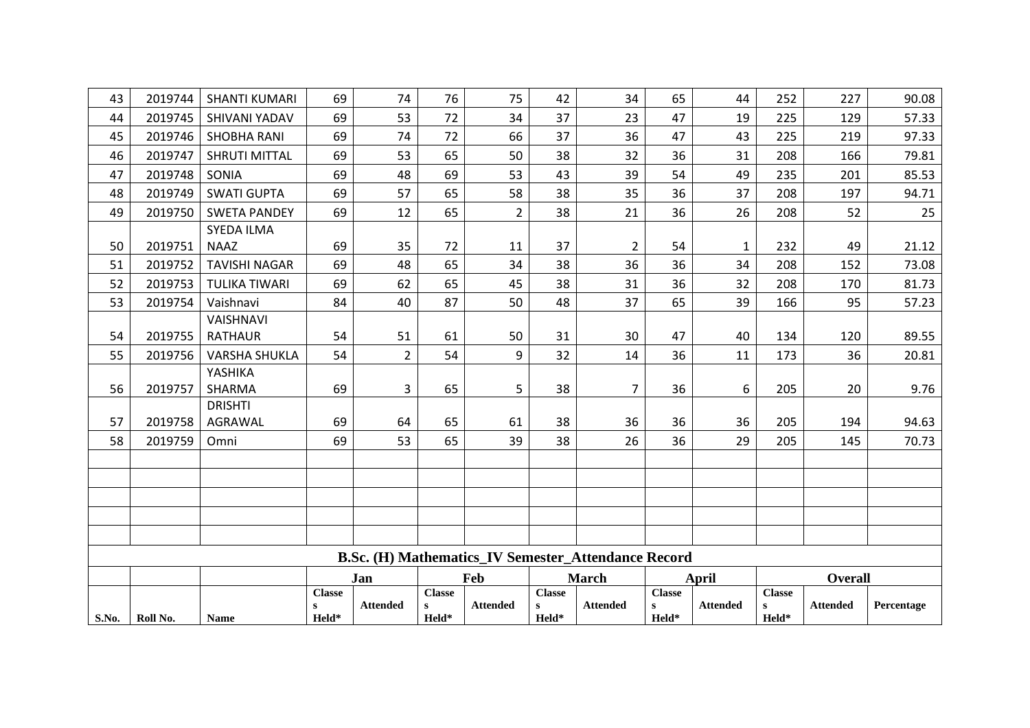| 43 | 2019744 | SHANTI KUMARI | 69 | 74 | 76 | 75 | 42 | 34 | 65 | 44 | 252 | 227 | 90.08 |
|---|---|---|---|---|---|---|---|---|---|---|---|---|---|
| 44 | 2019745 | SHIVANI YADAV | 69 | 53 | 72 | 34 | 37 | 23 | 47 | 19 | 225 | 129 | 57.33 |
| 45 | 2019746 | SHOBHA RANI | 69 | 74 | 72 | 66 | 37 | 36 | 47 | 43 | 225 | 219 | 97.33 |
| 46 | 2019747 | SHRUTI MITTAL | 69 | 53 | 65 | 50 | 38 | 32 | 36 | 31 | 208 | 166 | 79.81 |
| 47 | 2019748 | SONIA | 69 | 48 | 69 | 53 | 43 | 39 | 54 | 49 | 235 | 201 | 85.53 |
| 48 | 2019749 | SWATI GUPTA | 69 | 57 | 65 | 58 | 38 | 35 | 36 | 37 | 208 | 197 | 94.71 |
| 49 | 2019750 | SWETA PANDEY | 69 | 12 | 65 | 2 | 38 | 21 | 36 | 26 | 208 | 52 | 25 |
| 50 | 2019751 | SYEDA ILMA NAAZ | 69 | 35 | 72 | 11 | 37 | 2 | 54 | 1 | 232 | 49 | 21.12 |
| 51 | 2019752 | TAVISHI NAGAR | 69 | 48 | 65 | 34 | 38 | 36 | 36 | 34 | 208 | 152 | 73.08 |
| 52 | 2019753 | TULIKA TIWARI | 69 | 62 | 65 | 45 | 38 | 31 | 36 | 32 | 208 | 170 | 81.73 |
| 53 | 2019754 | Vaishnavi | 84 | 40 | 87 | 50 | 48 | 37 | 65 | 39 | 166 | 95 | 57.23 |
| 54 | 2019755 | VAISHNAVI RATHAUR | 54 | 51 | 61 | 50 | 31 | 30 | 47 | 40 | 134 | 120 | 89.55 |
| 55 | 2019756 | VARSHA SHUKLA | 54 | 2 | 54 | 9 | 32 | 14 | 36 | 11 | 173 | 36 | 20.81 |
| 56 | 2019757 | YASHIKA SHARMA | 69 | 3 | 65 | 5 | 38 | 7 | 36 | 6 | 205 | 20 | 9.76 |
| 57 | 2019758 | DRISHTI AGRAWAL | 69 | 64 | 65 | 61 | 38 | 36 | 36 | 36 | 205 | 194 | 94.63 |
| 58 | 2019759 | Omni | 69 | 53 | 65 | 39 | 38 | 26 | 36 | 29 | 205 | 145 | 70.73 |
| | | | | | | | | | | | | | |
| | | | | | | | | | | | | | |
| | | | | | | | | | | | | | |
| | | | | | | | | | | | | | |
| | | | | | | | | | | | | | |

**B.Sc. (H) Mathematics_IV Semester_Attendance Record**

| | | | Jan | | Feb | | March | | April | | Overall | | |
|---|---|---|---|---|---|---|---|---|---|---|---|---|---|
| S.No. | Roll No. | Name | Classes Held* | Attended | Classes Held* | Attended | Classes Held* | Attended | Classes Held* | Attended | Classes Held* | Attended | Percentage |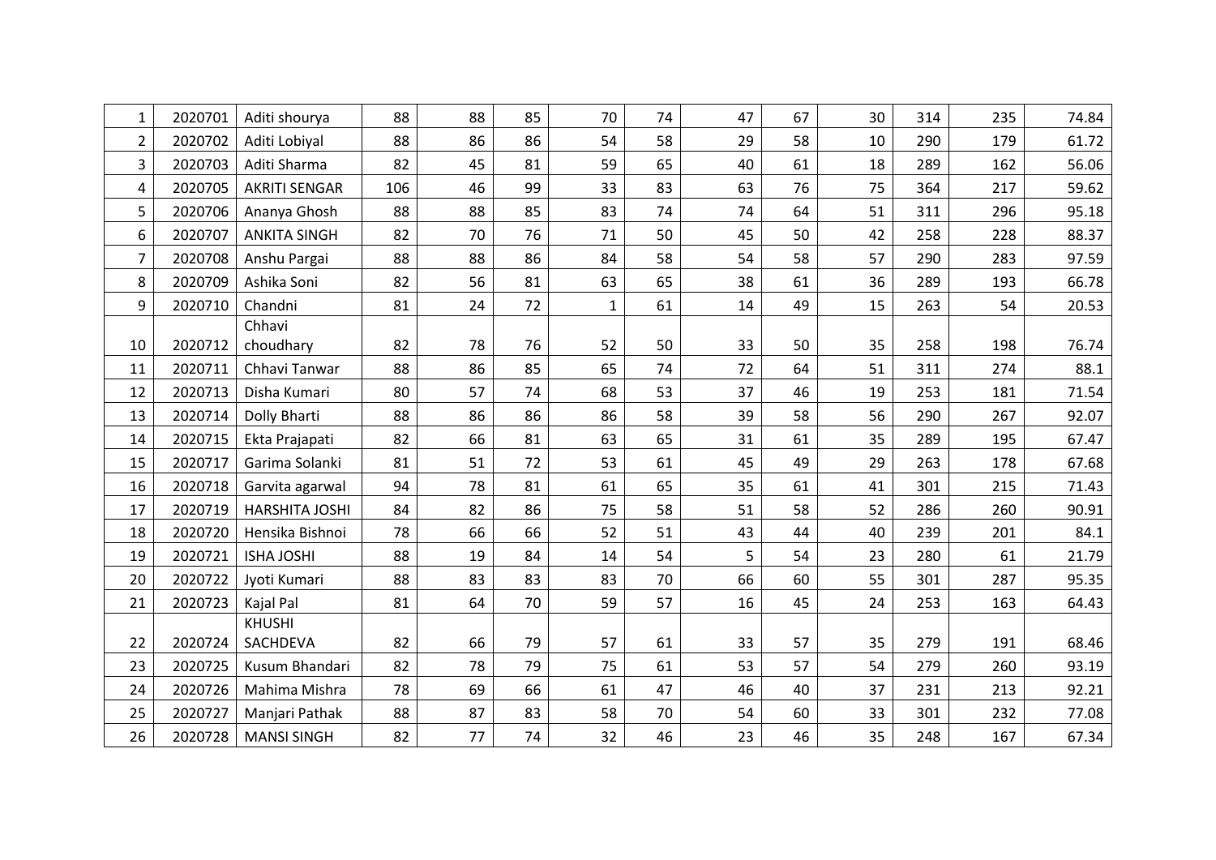| | | | | | | | | | | | | | |
|---|---|---|---|---|---|---|---|---|---|---|---|---|---|
| 1 | 2020701 | Aditi shourya | 88 | 88 | 85 | 70 | 74 | 47 | 67 | 30 | 314 | 235 | 74.84 |
| 2 | 2020702 | Aditi Lobiyal | 88 | 86 | 86 | 54 | 58 | 29 | 58 | 10 | 290 | 179 | 61.72 |
| 3 | 2020703 | Aditi Sharma | 82 | 45 | 81 | 59 | 65 | 40 | 61 | 18 | 289 | 162 | 56.06 |
| 4 | 2020705 | AKRITI SENGAR | 106 | 46 | 99 | 33 | 83 | 63 | 76 | 75 | 364 | 217 | 59.62 |
| 5 | 2020706 | Ananya Ghosh | 88 | 88 | 85 | 83 | 74 | 74 | 64 | 51 | 311 | 296 | 95.18 |
| 6 | 2020707 | ANKITA SINGH | 82 | 70 | 76 | 71 | 50 | 45 | 50 | 42 | 258 | 228 | 88.37 |
| 7 | 2020708 | Anshu Pargai | 88 | 88 | 86 | 84 | 58 | 54 | 58 | 57 | 290 | 283 | 97.59 |
| 8 | 2020709 | Ashika Soni | 82 | 56 | 81 | 63 | 65 | 38 | 61 | 36 | 289 | 193 | 66.78 |
| 9 | 2020710 | Chandni | 81 | 24 | 72 | 1 | 61 | 14 | 49 | 15 | 263 | 54 | 20.53 |
| 10 | 2020712 | Chhavi choudhary | 82 | 78 | 76 | 52 | 50 | 33 | 50 | 35 | 258 | 198 | 76.74 |
| 11 | 2020711 | Chhavi Tanwar | 88 | 86 | 85 | 65 | 74 | 72 | 64 | 51 | 311 | 274 | 88.1 |
| 12 | 2020713 | Disha Kumari | 80 | 57 | 74 | 68 | 53 | 37 | 46 | 19 | 253 | 181 | 71.54 |
| 13 | 2020714 | Dolly Bharti | 88 | 86 | 86 | 86 | 58 | 39 | 58 | 56 | 290 | 267 | 92.07 |
| 14 | 2020715 | Ekta Prajapati | 82 | 66 | 81 | 63 | 65 | 31 | 61 | 35 | 289 | 195 | 67.47 |
| 15 | 2020717 | Garima Solanki | 81 | 51 | 72 | 53 | 61 | 45 | 49 | 29 | 263 | 178 | 67.68 |
| 16 | 2020718 | Garvita agarwal | 94 | 78 | 81 | 61 | 65 | 35 | 61 | 41 | 301 | 215 | 71.43 |
| 17 | 2020719 | HARSHITA JOSHI | 84 | 82 | 86 | 75 | 58 | 51 | 58 | 52 | 286 | 260 | 90.91 |
| 18 | 2020720 | Hensika Bishnoi | 78 | 66 | 66 | 52 | 51 | 43 | 44 | 40 | 239 | 201 | 84.1 |
| 19 | 2020721 | ISHA JOSHI | 88 | 19 | 84 | 14 | 54 | 5 | 54 | 23 | 280 | 61 | 21.79 |
| 20 | 2020722 | Jyoti Kumari | 88 | 83 | 83 | 83 | 70 | 66 | 60 | 55 | 301 | 287 | 95.35 |
| 21 | 2020723 | Kajal Pal | 81 | 64 | 70 | 59 | 57 | 16 | 45 | 24 | 253 | 163 | 64.43 |
| 22 | 2020724 | KHUSHI SACHDEVA | 82 | 66 | 79 | 57 | 61 | 33 | 57 | 35 | 279 | 191 | 68.46 |
| 23 | 2020725 | Kusum Bhandari | 82 | 78 | 79 | 75 | 61 | 53 | 57 | 54 | 279 | 260 | 93.19 |
| 24 | 2020726 | Mahima Mishra | 78 | 69 | 66 | 61 | 47 | 46 | 40 | 37 | 231 | 213 | 92.21 |
| 25 | 2020727 | Manjari Pathak | 88 | 87 | 83 | 58 | 70 | 54 | 60 | 33 | 301 | 232 | 77.08 |
| 26 | 2020728 | MANSI SINGH | 82 | 77 | 74 | 32 | 46 | 23 | 46 | 35 | 248 | 167 | 67.34 |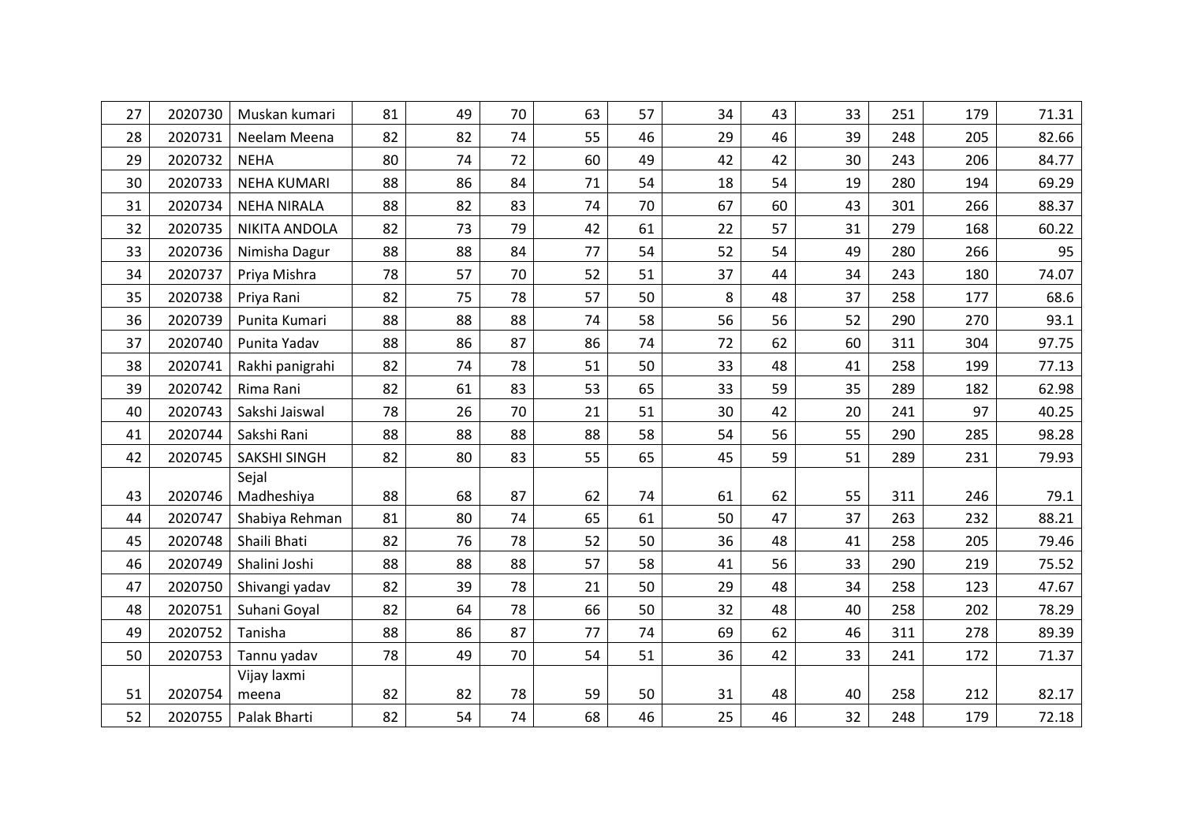| | | | | | | | | | | | | |
|---|---|---|---|---|---|---|---|---|---|---|---|---|
| 27 | 2020730 | Muskan kumari | 81 | 49 | 70 | 63 | 57 | 34 | 43 | 33 | 251 | 179 | 71.31 |
| 28 | 2020731 | Neelam Meena | 82 | 82 | 74 | 55 | 46 | 29 | 46 | 39 | 248 | 205 | 82.66 |
| 29 | 2020732 | NEHA | 80 | 74 | 72 | 60 | 49 | 42 | 42 | 30 | 243 | 206 | 84.77 |
| 30 | 2020733 | NEHA KUMARI | 88 | 86 | 84 | 71 | 54 | 18 | 54 | 19 | 280 | 194 | 69.29 |
| 31 | 2020734 | NEHA NIRALA | 88 | 82 | 83 | 74 | 70 | 67 | 60 | 43 | 301 | 266 | 88.37 |
| 32 | 2020735 | NIKITA ANDOLA | 82 | 73 | 79 | 42 | 61 | 22 | 57 | 31 | 279 | 168 | 60.22 |
| 33 | 2020736 | Nimisha Dagur | 88 | 88 | 84 | 77 | 54 | 52 | 54 | 49 | 280 | 266 | 95 |
| 34 | 2020737 | Priya Mishra | 78 | 57 | 70 | 52 | 51 | 37 | 44 | 34 | 243 | 180 | 74.07 |
| 35 | 2020738 | Priya Rani | 82 | 75 | 78 | 57 | 50 | 8 | 48 | 37 | 258 | 177 | 68.6 |
| 36 | 2020739 | Punita Kumari | 88 | 88 | 88 | 74 | 58 | 56 | 56 | 52 | 290 | 270 | 93.1 |
| 37 | 2020740 | Punita Yadav | 88 | 86 | 87 | 86 | 74 | 72 | 62 | 60 | 311 | 304 | 97.75 |
| 38 | 2020741 | Rakhi panigrahi | 82 | 74 | 78 | 51 | 50 | 33 | 48 | 41 | 258 | 199 | 77.13 |
| 39 | 2020742 | Rima Rani | 82 | 61 | 83 | 53 | 65 | 33 | 59 | 35 | 289 | 182 | 62.98 |
| 40 | 2020743 | Sakshi Jaiswal | 78 | 26 | 70 | 21 | 51 | 30 | 42 | 20 | 241 | 97 | 40.25 |
| 41 | 2020744 | Sakshi Rani | 88 | 88 | 88 | 88 | 58 | 54 | 56 | 55 | 290 | 285 | 98.28 |
| 42 | 2020745 | SAKSHI SINGH | 82 | 80 | 83 | 55 | 65 | 45 | 59 | 51 | 289 | 231 | 79.93 |
| 43 | 2020746 | Sejal Madheshiya | 88 | 68 | 87 | 62 | 74 | 61 | 62 | 55 | 311 | 246 | 79.1 |
| 44 | 2020747 | Shabiya Rehman | 81 | 80 | 74 | 65 | 61 | 50 | 47 | 37 | 263 | 232 | 88.21 |
| 45 | 2020748 | Shaili Bhati | 82 | 76 | 78 | 52 | 50 | 36 | 48 | 41 | 258 | 205 | 79.46 |
| 46 | 2020749 | Shalini Joshi | 88 | 88 | 88 | 57 | 58 | 41 | 56 | 33 | 290 | 219 | 75.52 |
| 47 | 2020750 | Shivangi yadav | 82 | 39 | 78 | 21 | 50 | 29 | 48 | 34 | 258 | 123 | 47.67 |
| 48 | 2020751 | Suhani Goyal | 82 | 64 | 78 | 66 | 50 | 32 | 48 | 40 | 258 | 202 | 78.29 |
| 49 | 2020752 | Tanisha | 88 | 86 | 87 | 77 | 74 | 69 | 62 | 46 | 311 | 278 | 89.39 |
| 50 | 2020753 | Tannu yadav | 78 | 49 | 70 | 54 | 51 | 36 | 42 | 33 | 241 | 172 | 71.37 |
| 51 | 2020754 | Vijay laxmi meena | 82 | 82 | 78 | 59 | 50 | 31 | 48 | 40 | 258 | 212 | 82.17 |
| 52 | 2020755 | Palak Bharti | 82 | 54 | 74 | 68 | 46 | 25 | 46 | 32 | 248 | 179 | 72.18 |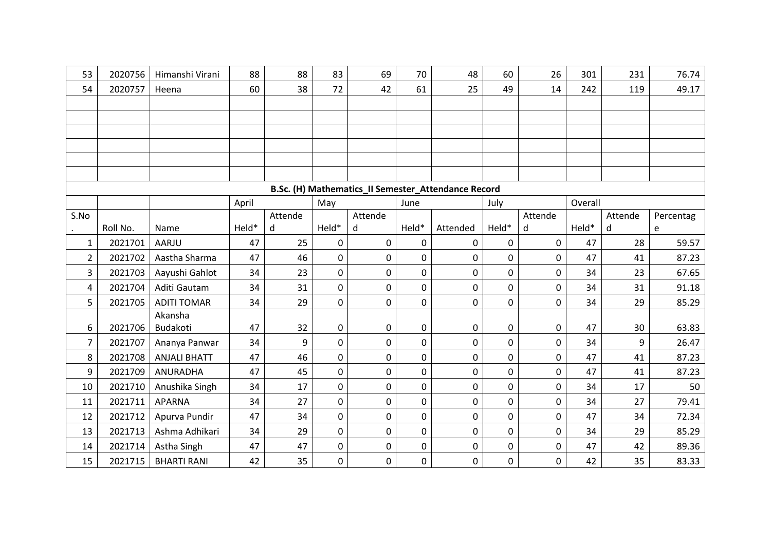| 53 | 2020756 | Himanshi Virani | 88 | 88 | 83 | 69 | 70 | 48 | 60 | 26 | 301 | 231 | 76.74 |
|---|---|---|---|---|---|---|---|---|---|---|---|---|---|
| 54 | 2020757 | Heena | 60 | 38 | 72 | 42 | 61 | 25 | 49 | 14 | 242 | 119 | 49.17 |
| | | | | | | | | | | | | | |
| | | | | | | | | | | | | | |
| | | | | | | | | | | | | | |
| | | | | | | | | | | | | | |
| | | | | | | | | | | | | | |
| | | | | | | | | | | | | | |

**B.Sc. (H) Mathematics_II Semester_Attendance Record**

| | | | April | | May | | June | | July | | Overall | | |
|---|---|---|---|---|---|---|---|---|---|---|---|---|---|
| S.No. | Roll No. | Name | Held* | Attended | Held* | Attended | Held* | Attended | Held* | Attended | Held* | Attended | Percentage |
| 1 | 2021701 | AARJU | 47 | 25 | 0 | 0 | 0 | 0 | 0 | 0 | 47 | 28 | 59.57 |
| 2 | 2021702 | Aastha Sharma | 47 | 46 | 0 | 0 | 0 | 0 | 0 | 0 | 47 | 41 | 87.23 |
| 3 | 2021703 | Aayushi Gahlot | 34 | 23 | 0 | 0 | 0 | 0 | 0 | 0 | 34 | 23 | 67.65 |
| 4 | 2021704 | Aditi Gautam | 34 | 31 | 0 | 0 | 0 | 0 | 0 | 0 | 34 | 31 | 91.18 |
| 5 | 2021705 | ADITI TOMAR | 34 | 29 | 0 | 0 | 0 | 0 | 0 | 0 | 34 | 29 | 85.29 |
| 6 | 2021706 | Akansha Budakoti | 47 | 32 | 0 | 0 | 0 | 0 | 0 | 0 | 47 | 30 | 63.83 |
| 7 | 2021707 | Ananya Panwar | 34 | 9 | 0 | 0 | 0 | 0 | 0 | 0 | 34 | 9 | 26.47 |
| 8 | 2021708 | ANJALI BHATT | 47 | 46 | 0 | 0 | 0 | 0 | 0 | 0 | 47 | 41 | 87.23 |
| 9 | 2021709 | ANURADHA | 47 | 45 | 0 | 0 | 0 | 0 | 0 | 0 | 47 | 41 | 87.23 |
| 10 | 2021710 | Anushika Singh | 34 | 17 | 0 | 0 | 0 | 0 | 0 | 0 | 34 | 17 | 50 |
| 11 | 2021711 | APARNA | 34 | 27 | 0 | 0 | 0 | 0 | 0 | 0 | 34 | 27 | 79.41 |
| 12 | 2021712 | Apurva Pundir | 47 | 34 | 0 | 0 | 0 | 0 | 0 | 0 | 47 | 34 | 72.34 |
| 13 | 2021713 | Ashma Adhikari | 34 | 29 | 0 | 0 | 0 | 0 | 0 | 0 | 34 | 29 | 85.29 |
| 14 | 2021714 | Astha Singh | 47 | 47 | 0 | 0 | 0 | 0 | 0 | 0 | 47 | 42 | 89.36 |
| 15 | 2021715 | BHARTI RANI | 42 | 35 | 0 | 0 | 0 | 0 | 0 | 0 | 42 | 35 | 83.33 |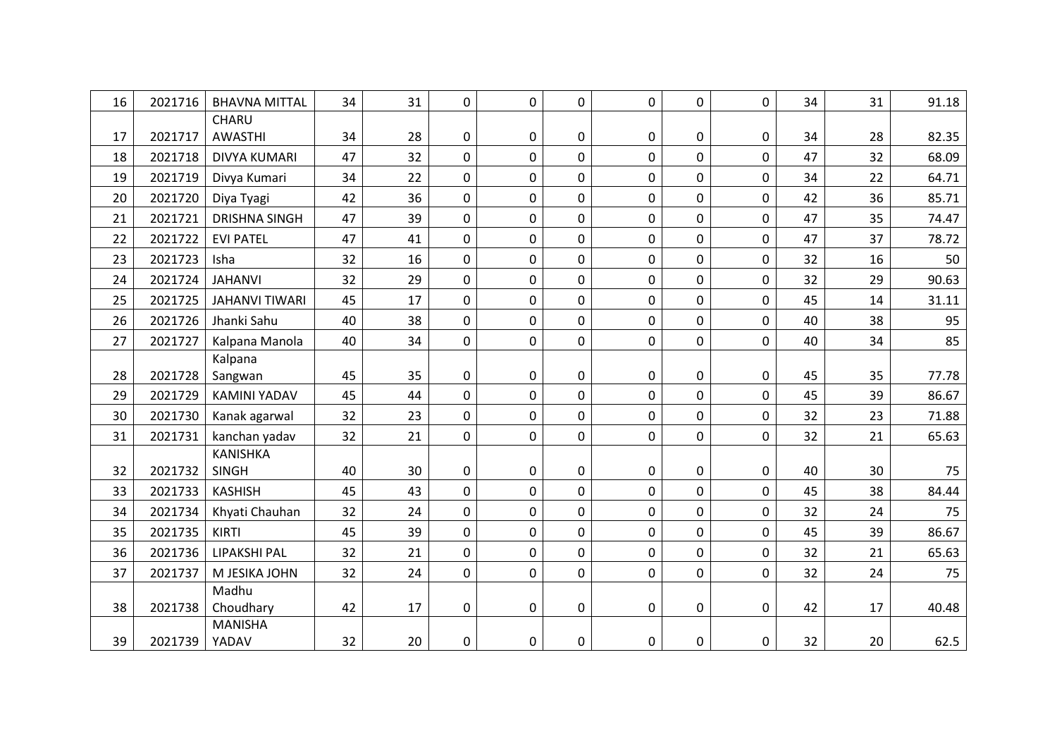| | | | | | | | | | | | | |
|---|---|---|---|---|---|---|---|---|---|---|---|---|
| 16 | 2021716 | BHAVNA MITTAL | 34 | 31 | 0 | 0 | 0 | 0 | 0 | 0 | 34 | 31 | 91.18 |
| 17 | 2021717 | CHARU AWASTHI | 34 | 28 | 0 | 0 | 0 | 0 | 0 | 0 | 34 | 28 | 82.35 |
| 18 | 2021718 | DIVYA KUMARI | 47 | 32 | 0 | 0 | 0 | 0 | 0 | 0 | 47 | 32 | 68.09 |
| 19 | 2021719 | Divya Kumari | 34 | 22 | 0 | 0 | 0 | 0 | 0 | 0 | 34 | 22 | 64.71 |
| 20 | 2021720 | Diya Tyagi | 42 | 36 | 0 | 0 | 0 | 0 | 0 | 0 | 42 | 36 | 85.71 |
| 21 | 2021721 | DRISHNA SINGH | 47 | 39 | 0 | 0 | 0 | 0 | 0 | 0 | 47 | 35 | 74.47 |
| 22 | 2021722 | EVI PATEL | 47 | 41 | 0 | 0 | 0 | 0 | 0 | 0 | 47 | 37 | 78.72 |
| 23 | 2021723 | Isha | 32 | 16 | 0 | 0 | 0 | 0 | 0 | 0 | 32 | 16 | 50 |
| 24 | 2021724 | JAHANVI | 32 | 29 | 0 | 0 | 0 | 0 | 0 | 0 | 32 | 29 | 90.63 |
| 25 | 2021725 | JAHANVI TIWARI | 45 | 17 | 0 | 0 | 0 | 0 | 0 | 0 | 45 | 14 | 31.11 |
| 26 | 2021726 | Jhanki Sahu | 40 | 38 | 0 | 0 | 0 | 0 | 0 | 0 | 40 | 38 | 95 |
| 27 | 2021727 | Kalpana Manola | 40 | 34 | 0 | 0 | 0 | 0 | 0 | 0 | 40 | 34 | 85 |
| 28 | 2021728 | Kalpana Sangwan | 45 | 35 | 0 | 0 | 0 | 0 | 0 | 0 | 45 | 35 | 77.78 |
| 29 | 2021729 | KAMINI YADAV | 45 | 44 | 0 | 0 | 0 | 0 | 0 | 0 | 45 | 39 | 86.67 |
| 30 | 2021730 | Kanak agarwal | 32 | 23 | 0 | 0 | 0 | 0 | 0 | 0 | 32 | 23 | 71.88 |
| 31 | 2021731 | kanchan yadav | 32 | 21 | 0 | 0 | 0 | 0 | 0 | 0 | 32 | 21 | 65.63 |
| 32 | 2021732 | KANISHKA SINGH | 40 | 30 | 0 | 0 | 0 | 0 | 0 | 0 | 40 | 30 | 75 |
| 33 | 2021733 | KASHISH | 45 | 43 | 0 | 0 | 0 | 0 | 0 | 0 | 45 | 38 | 84.44 |
| 34 | 2021734 | Khyati Chauhan | 32 | 24 | 0 | 0 | 0 | 0 | 0 | 0 | 32 | 24 | 75 |
| 35 | 2021735 | KIRTI | 45 | 39 | 0 | 0 | 0 | 0 | 0 | 0 | 45 | 39 | 86.67 |
| 36 | 2021736 | LIPAKSHI PAL | 32 | 21 | 0 | 0 | 0 | 0 | 0 | 0 | 32 | 21 | 65.63 |
| 37 | 2021737 | M JESIKA JOHN | 32 | 24 | 0 | 0 | 0 | 0 | 0 | 0 | 32 | 24 | 75 |
| 38 | 2021738 | Madhu Choudhary | 42 | 17 | 0 | 0 | 0 | 0 | 0 | 0 | 42 | 17 | 40.48 |
| 39 | 2021739 | MANISHA YADAV | 32 | 20 | 0 | 0 | 0 | 0 | 0 | 0 | 32 | 20 | 62.5 |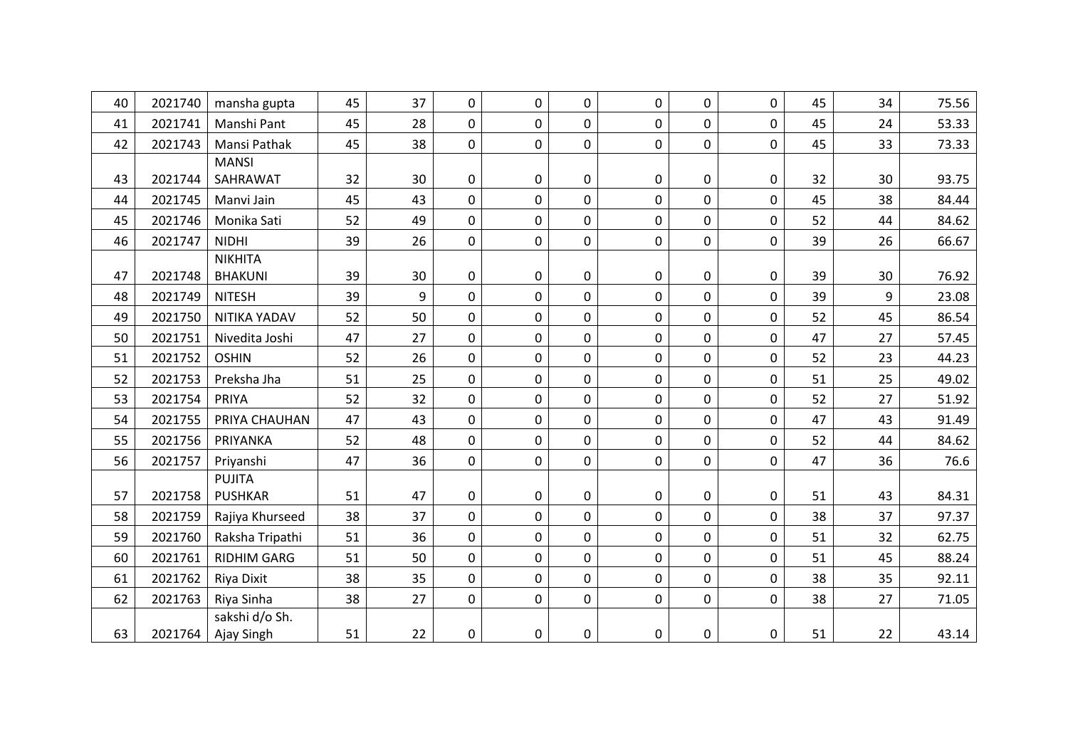| | | | | | | | | | | | | |
|---|---|---|---|---|---|---|---|---|---|---|---|---|
| 40 | 2021740 | mansha gupta | 45 | 37 | 0 | 0 | 0 | 0 | 0 | 0 | 45 | 34 | 75.56 |
| 41 | 2021741 | Manshi Pant | 45 | 28 | 0 | 0 | 0 | 0 | 0 | 0 | 45 | 24 | 53.33 |
| 42 | 2021743 | Mansi Pathak | 45 | 38 | 0 | 0 | 0 | 0 | 0 | 0 | 45 | 33 | 73.33 |
| 43 | 2021744 | MANSI SAHRAWAT | 32 | 30 | 0 | 0 | 0 | 0 | 0 | 0 | 32 | 30 | 93.75 |
| 44 | 2021745 | Manvi Jain | 45 | 43 | 0 | 0 | 0 | 0 | 0 | 0 | 45 | 38 | 84.44 |
| 45 | 2021746 | Monika Sati | 52 | 49 | 0 | 0 | 0 | 0 | 0 | 0 | 52 | 44 | 84.62 |
| 46 | 2021747 | NIDHI | 39 | 26 | 0 | 0 | 0 | 0 | 0 | 0 | 39 | 26 | 66.67 |
| 47 | 2021748 | NIKHITA BHAKUNI | 39 | 30 | 0 | 0 | 0 | 0 | 0 | 0 | 39 | 30 | 76.92 |
| 48 | 2021749 | NITESH | 39 | 9 | 0 | 0 | 0 | 0 | 0 | 0 | 39 | 9 | 23.08 |
| 49 | 2021750 | NITIKA YADAV | 52 | 50 | 0 | 0 | 0 | 0 | 0 | 0 | 52 | 45 | 86.54 |
| 50 | 2021751 | Nivedita Joshi | 47 | 27 | 0 | 0 | 0 | 0 | 0 | 0 | 47 | 27 | 57.45 |
| 51 | 2021752 | OSHIN | 52 | 26 | 0 | 0 | 0 | 0 | 0 | 0 | 52 | 23 | 44.23 |
| 52 | 2021753 | Preksha Jha | 51 | 25 | 0 | 0 | 0 | 0 | 0 | 0 | 51 | 25 | 49.02 |
| 53 | 2021754 | PRIYA | 52 | 32 | 0 | 0 | 0 | 0 | 0 | 0 | 52 | 27 | 51.92 |
| 54 | 2021755 | PRIYA CHAUHAN | 47 | 43 | 0 | 0 | 0 | 0 | 0 | 0 | 47 | 43 | 91.49 |
| 55 | 2021756 | PRIYANKA | 52 | 48 | 0 | 0 | 0 | 0 | 0 | 0 | 52 | 44 | 84.62 |
| 56 | 2021757 | Priyanshi | 47 | 36 | 0 | 0 | 0 | 0 | 0 | 0 | 47 | 36 | 76.6 |
| 57 | 2021758 | PUJITA PUSHKAR | 51 | 47 | 0 | 0 | 0 | 0 | 0 | 0 | 51 | 43 | 84.31 |
| 58 | 2021759 | Rajiya Khurseed | 38 | 37 | 0 | 0 | 0 | 0 | 0 | 0 | 38 | 37 | 97.37 |
| 59 | 2021760 | Raksha Tripathi | 51 | 36 | 0 | 0 | 0 | 0 | 0 | 0 | 51 | 32 | 62.75 |
| 60 | 2021761 | RIDHIM GARG | 51 | 50 | 0 | 0 | 0 | 0 | 0 | 0 | 51 | 45 | 88.24 |
| 61 | 2021762 | Riya Dixit | 38 | 35 | 0 | 0 | 0 | 0 | 0 | 0 | 38 | 35 | 92.11 |
| 62 | 2021763 | Riya Sinha | 38 | 27 | 0 | 0 | 0 | 0 | 0 | 0 | 38 | 27 | 71.05 |
| 63 | 2021764 | sakshi d/o Sh. Ajay Singh | 51 | 22 | 0 | 0 | 0 | 0 | 0 | 0 | 51 | 22 | 43.14 |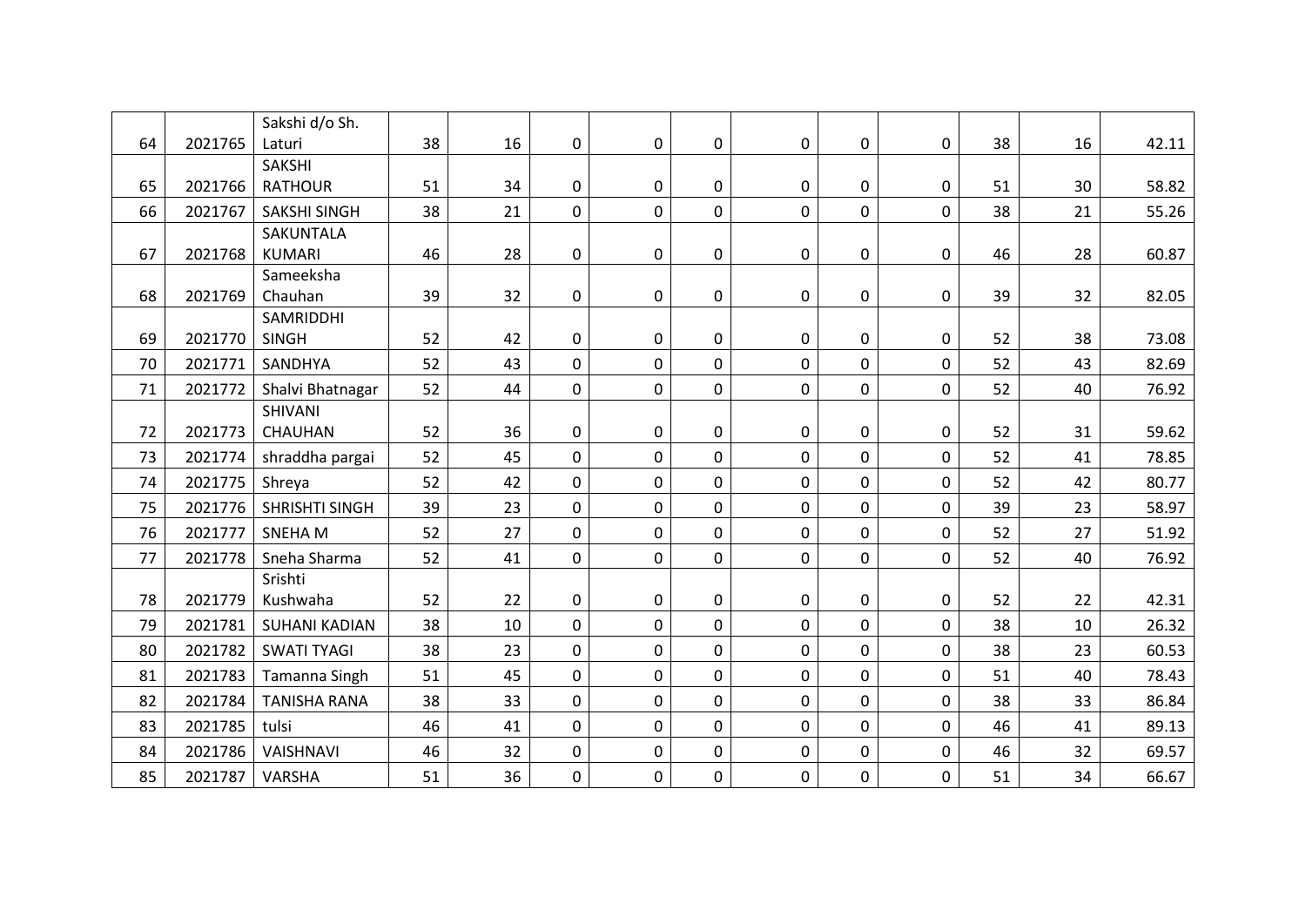|  |  |  |  |  |  |  |  |  |  |  |  |  |  |
|---|---|---|---|---|---|---|---|---|---|---|---|---|---|
| 64 | 2021765 | Sakshi d/o Sh. Laturi | 38 | 16 | 0 | 0 | 0 | 0 | 0 | 0 | 38 | 16 | 42.11 |
| 65 | 2021766 | SAKSHI RATHOUR | 51 | 34 | 0 | 0 | 0 | 0 | 0 | 0 | 51 | 30 | 58.82 |
| 66 | 2021767 | SAKSHI SINGH | 38 | 21 | 0 | 0 | 0 | 0 | 0 | 0 | 38 | 21 | 55.26 |
| 67 | 2021768 | SAKUNTALA KUMARI | 46 | 28 | 0 | 0 | 0 | 0 | 0 | 0 | 46 | 28 | 60.87 |
| 68 | 2021769 | Sameeksha Chauhan | 39 | 32 | 0 | 0 | 0 | 0 | 0 | 0 | 39 | 32 | 82.05 |
| 69 | 2021770 | SAMRIDDHI SINGH | 52 | 42 | 0 | 0 | 0 | 0 | 0 | 0 | 52 | 38 | 73.08 |
| 70 | 2021771 | SANDHYA | 52 | 43 | 0 | 0 | 0 | 0 | 0 | 0 | 52 | 43 | 82.69 |
| 71 | 2021772 | Shalvi Bhatnagar | 52 | 44 | 0 | 0 | 0 | 0 | 0 | 0 | 52 | 40 | 76.92 |
| 72 | 2021773 | SHIVANI CHAUHAN | 52 | 36 | 0 | 0 | 0 | 0 | 0 | 0 | 52 | 31 | 59.62 |
| 73 | 2021774 | shraddha pargai | 52 | 45 | 0 | 0 | 0 | 0 | 0 | 0 | 52 | 41 | 78.85 |
| 74 | 2021775 | Shreya | 52 | 42 | 0 | 0 | 0 | 0 | 0 | 0 | 52 | 42 | 80.77 |
| 75 | 2021776 | SHRISHTI SINGH | 39 | 23 | 0 | 0 | 0 | 0 | 0 | 0 | 39 | 23 | 58.97 |
| 76 | 2021777 | SNEHA M | 52 | 27 | 0 | 0 | 0 | 0 | 0 | 0 | 52 | 27 | 51.92 |
| 77 | 2021778 | Sneha Sharma | 52 | 41 | 0 | 0 | 0 | 0 | 0 | 0 | 52 | 40 | 76.92 |
| 78 | 2021779 | Srishti Kushwaha | 52 | 22 | 0 | 0 | 0 | 0 | 0 | 0 | 52 | 22 | 42.31 |
| 79 | 2021781 | SUHANI KADIAN | 38 | 10 | 0 | 0 | 0 | 0 | 0 | 0 | 38 | 10 | 26.32 |
| 80 | 2021782 | SWATI TYAGI | 38 | 23 | 0 | 0 | 0 | 0 | 0 | 0 | 38 | 23 | 60.53 |
| 81 | 2021783 | Tamanna Singh | 51 | 45 | 0 | 0 | 0 | 0 | 0 | 0 | 51 | 40 | 78.43 |
| 82 | 2021784 | TANISHA RANA | 38 | 33 | 0 | 0 | 0 | 0 | 0 | 0 | 38 | 33 | 86.84 |
| 83 | 2021785 | tulsi | 46 | 41 | 0 | 0 | 0 | 0 | 0 | 0 | 46 | 41 | 89.13 |
| 84 | 2021786 | VAISHNAVI | 46 | 32 | 0 | 0 | 0 | 0 | 0 | 0 | 46 | 32 | 69.57 |
| 85 | 2021787 | VARSHA | 51 | 36 | 0 | 0 | 0 | 0 | 0 | 0 | 51 | 34 | 66.67 |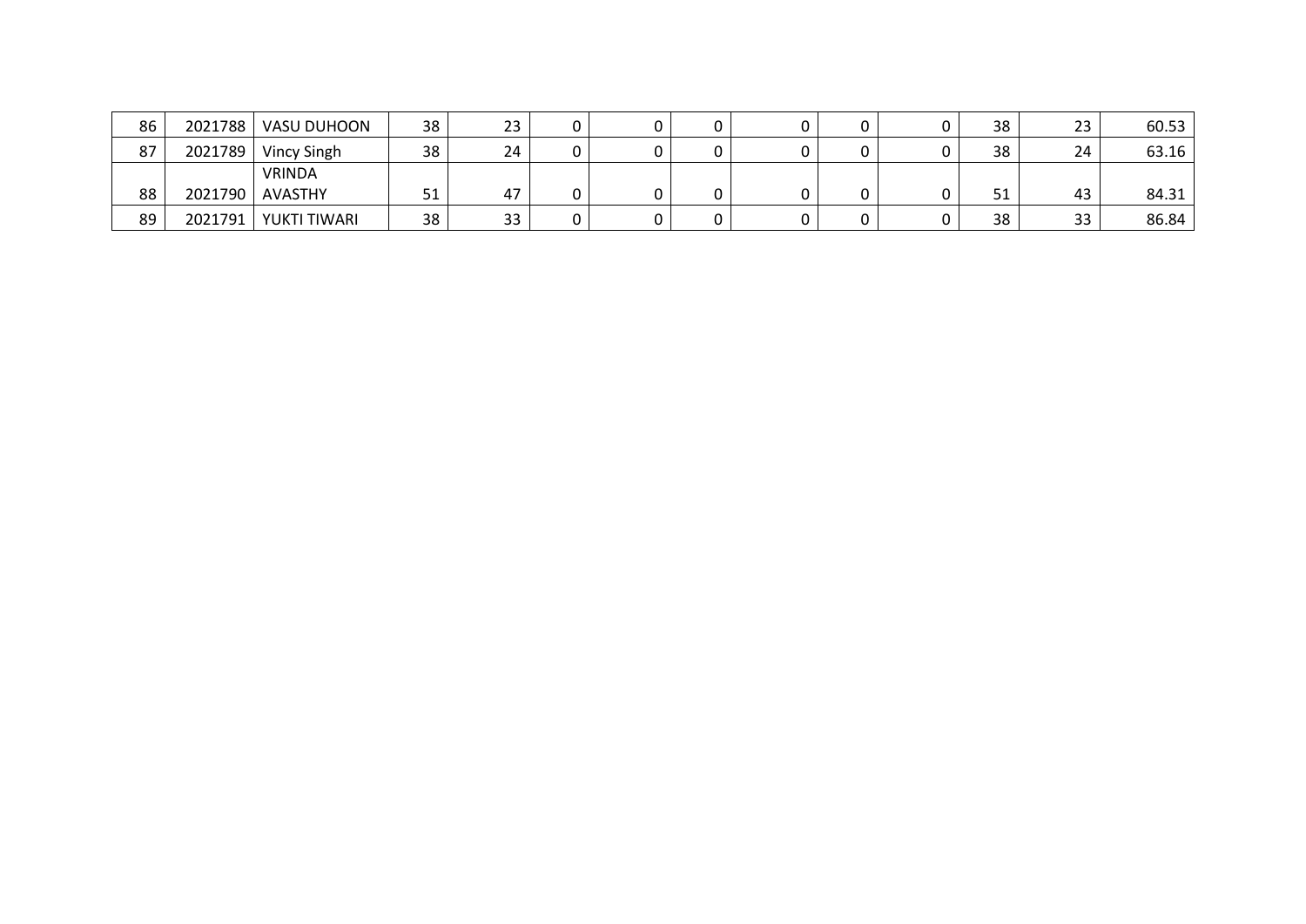| | | | | | | | | | | | | |
|---|---|---|---|---|---|---|---|---|---|---|---|---|
| 86 | 2021788 | VASU DUHOON | 38 | 23 | 0 | 0 | 0 | 0 | 0 | 0 | 38 | 23 | 60.53 |
| 87 | 2021789 | Vincy Singh | 38 | 24 | 0 | 0 | 0 | 0 | 0 | 0 | 38 | 24 | 63.16 |
| 88 | 2021790 | VRINDA AVASTHY | 51 | 47 | 0 | 0 | 0 | 0 | 0 | 0 | 51 | 43 | 84.31 |
| 89 | 2021791 | YUKTI TIWARI | 38 | 33 | 0 | 0 | 0 | 0 | 0 | 0 | 38 | 33 | 86.84 |